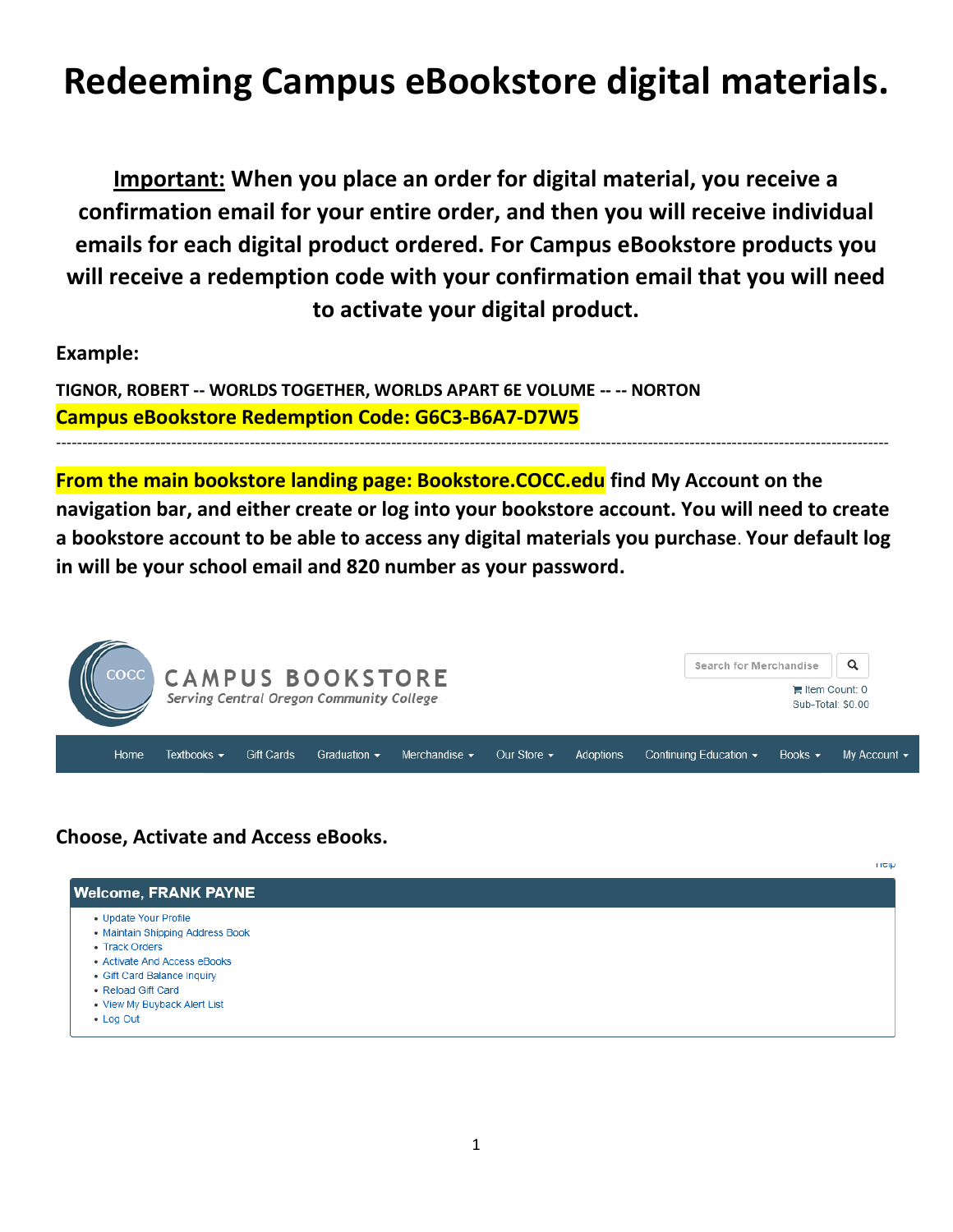# Redeeming Campus eBookstore digital materials.

**<u>Important:</u> When you place an order for digital material, you receive a confirmation email for your entire order, and then you will receive individual emails for each digital product ordered. For Campus eBookstore products you will receive a redemption code with your confirmation email that you will need to activate your digital product.**

**Example:**

**TIGNOR, ROBERT -- WORLDS TOGETHER, WORLDS APART 6E VOLUME -- -- NORTON**
**Campus eBookstore Redemption Code: G6C3-B6A7-D7W5**

---

**From the main bookstore landing page: Bookstore.COCC.edu find My Account on the navigation bar, and either create or log into your bookstore account. You will need to create a bookstore account to be able to access any digital materials you purchase. Your default log in will be your school email and 820 number as your password.**

COCC CAMPUS BOOKSTORE
*Serving Central Oregon Community College*

Search for Merchandise

Item Count: 0
Sub-Total: $0.00

Home | Textbooks | Gift Cards | Graduation | Merchandise | Our Store | Adoptions | Continuing Education | Books | My Account

**Choose, Activate and Access eBooks.**

Help

**Welcome, FRANK PAYNE**

- Update Your Profile
- Maintain Shipping Address Book
- Track Orders
- Activate And Access eBooks
- Gift Card Balance Inquiry
- Reload Gift Card
- View My Buyback Alert List
- Log Out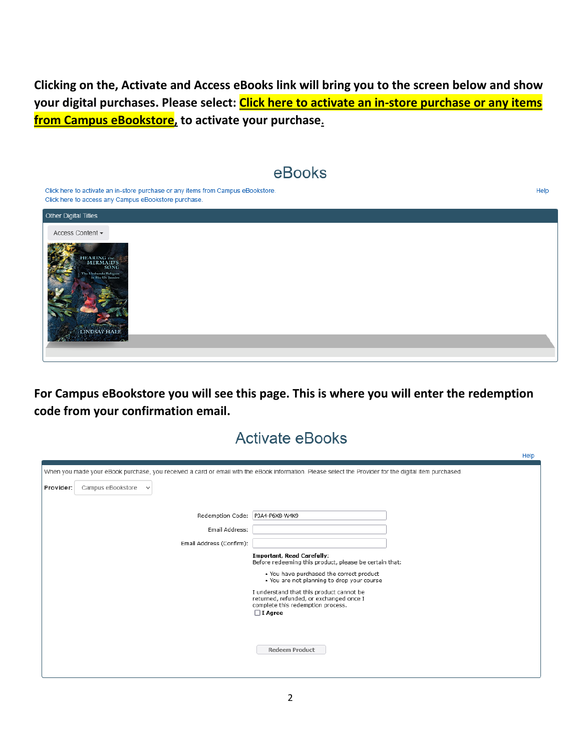**Clicking on the, Activate and Access eBooks link will bring you to the screen below and show your digital purchases. Please select: Click here to activate an in-store purchase or any items from Campus eBookstore, to activate your purchase.**

## eBooks

Click here to activate an in-store purchase or any items from Campus eBookstore.

Click here to access any Campus eBookstore purchase.

Help

Other Digital Titles

Access Content

**For Campus eBookstore you will see this page. This is where you will enter the redemption code from your confirmation email.**

## Activate eBooks

Help

When you made your eBook purchase, you received a card or email with the eBook information. Please select the Provider for the digital item purchased.

**Provider:** Campus eBookstore

Redemption Code: P3A4-P6X8-W4K9

Email Address:

Email Address (Confirm):

**Important, Read Carefully:**
Before redeeming this product, please be certain that:

- You have purchased the correct product
- You are not planning to drop your course

I understand that this product cannot be returned, refunded, or exchanged once I complete this redemption process.

☐ **I Agree**

Redeem Product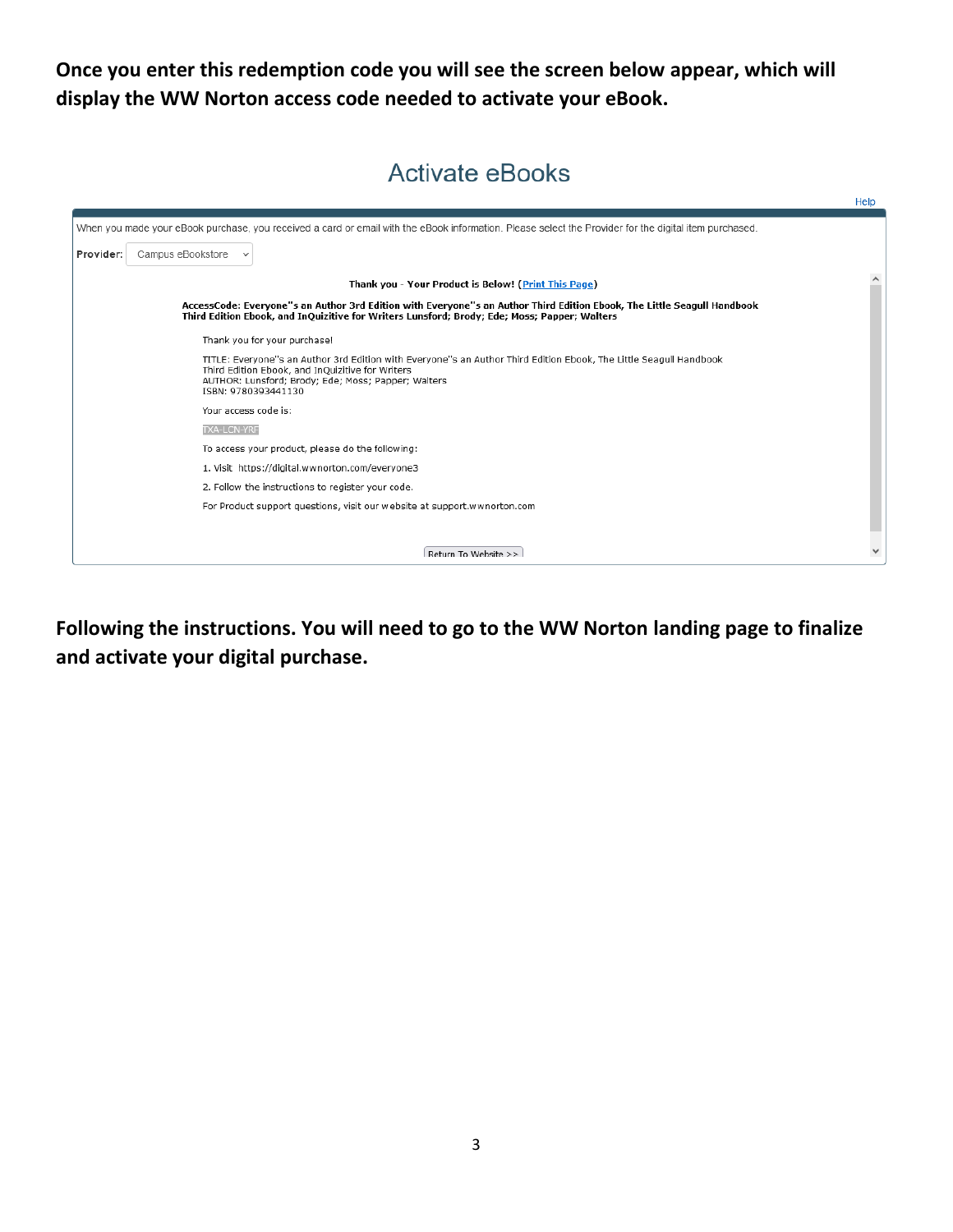**Once you enter this redemption code you will see the screen below appear, which will display the WW Norton access code needed to activate your eBook.**

## Activate eBooks

Help

When you made your eBook purchase, you received a card or email with the eBook information. Please select the Provider for the digital item purchased.

**Provider:** Campus eBookstore

**Thank you - Your Product is Below! (Print This Page)**

**AccessCode: Everyone''s an Author 3rd Edition with Everyone''s an Author Third Edition Ebook, The Little Seagull Handbook Third Edition Ebook, and InQuizitive for Writers Lunsford; Brody; Ede; Moss; Papper; Walters**

Thank you for your purchase!

TITLE: Everyone''s an Author 3rd Edition with Everyone''s an Author Third Edition Ebook, The Little Seagull Handbook Third Edition Ebook, and InQuizitive for Writers
AUTHOR: Lunsford; Brody; Ede; Moss; Papper; Walters
ISBN: 9780393441130

Your access code is:

TXA-LCN-YRF

To access your product, please do the following:

1. Visit https://digital.wwnorton.com/everyone3
2. Follow the instructions to register your code.

For Product support questions, visit our website at support.wwnorton.com

Return To Website >>

**Following the instructions. You will need to go to the WW Norton landing page to finalize and activate your digital purchase.**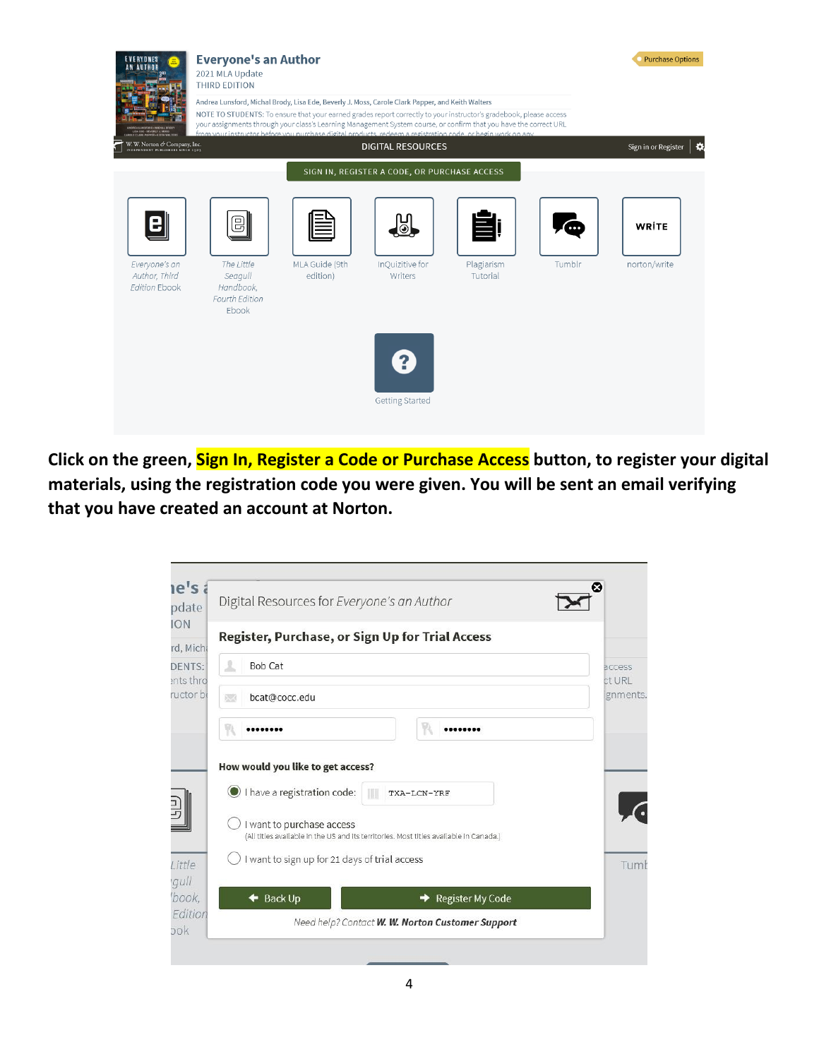Click on the green, **Sign In, Register a Code or Purchase Access** button, to register your digital materials, using the registration code you were given. You will be sent an email verifying that you have created an account at Norton.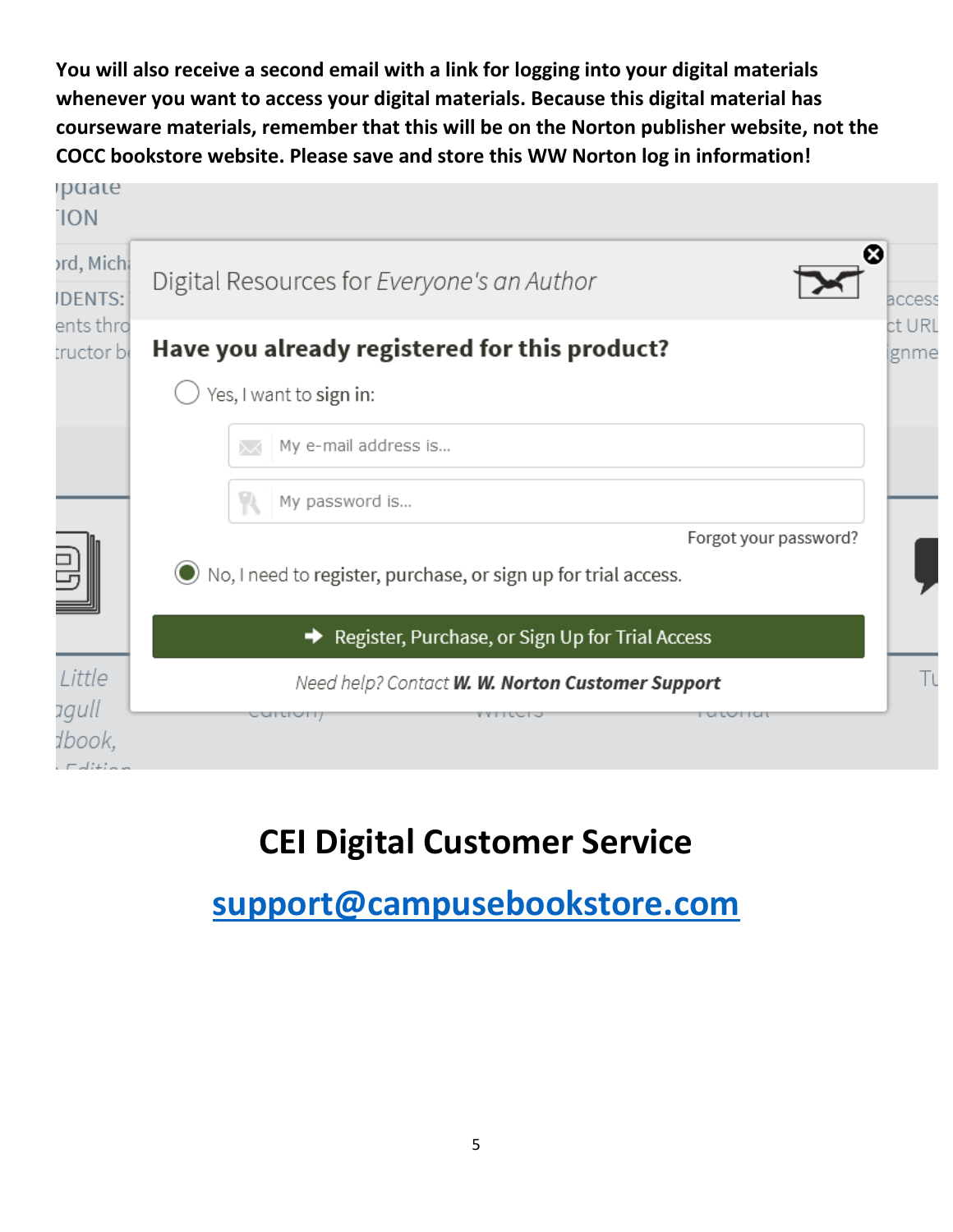**You will also receive a second email with a link for logging into your digital materials whenever you want to access your digital materials. Because this digital material has courseware materials, remember that this will be on the Norton publisher website, not the COCC bookstore website. Please save and store this WW Norton log in information!**

Digital Resources for *Everyone's an Author*

**Have you already registered for this product?**

- Yes, I want to sign in:
  - My e-mail address is...
  - My password is...
  - Forgot your password?
- No, I need to register, purchase, or sign up for trial access.

Register, Purchase, or Sign Up for Trial Access

*Need help? Contact* ***W. W. Norton Customer Support***

# CEI Digital Customer Service

## support@campusebookstore.com